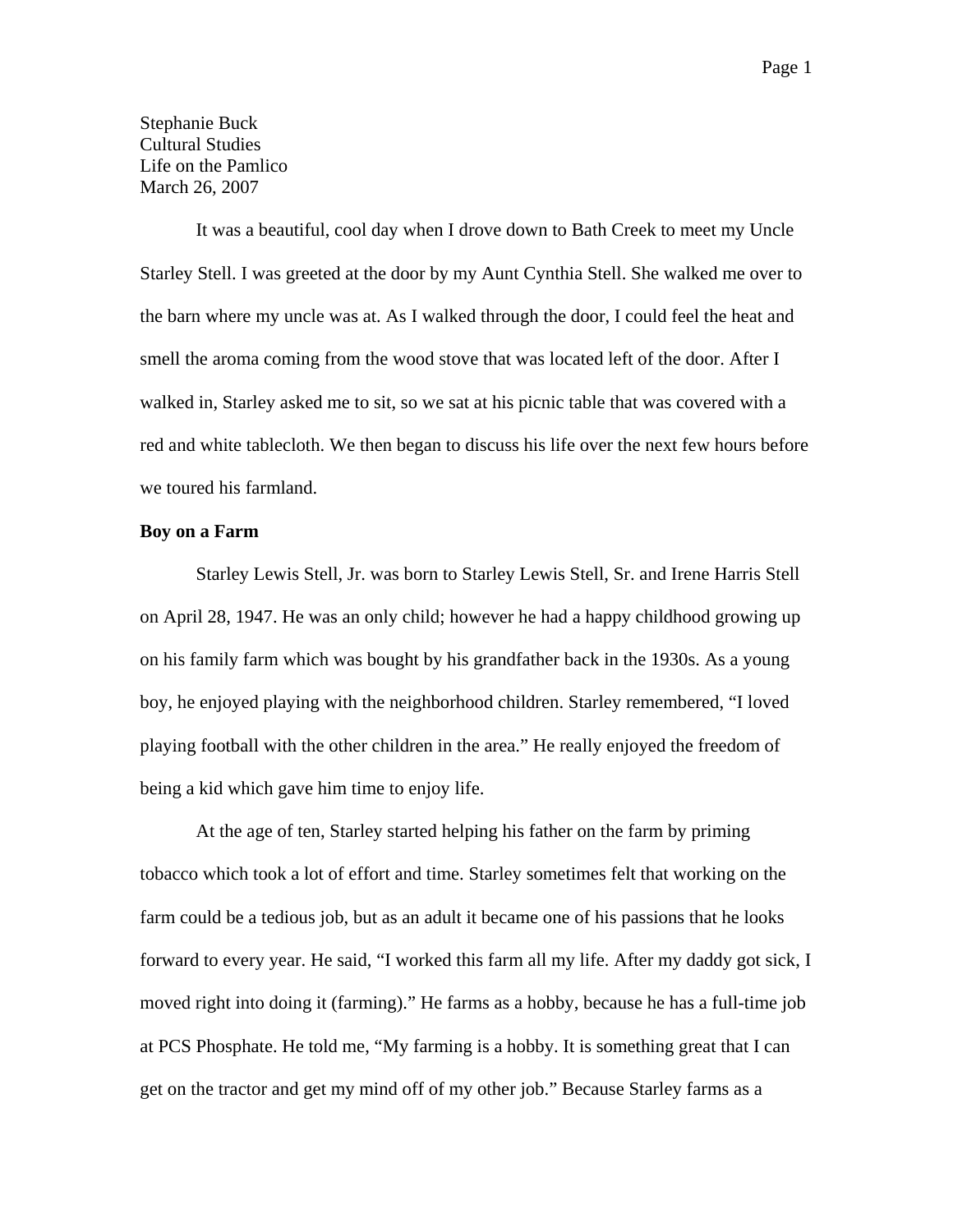Stephanie Buck
Cultural Studies
Life on the Pamlico
March 26, 2007

It was a beautiful, cool day when I drove down to Bath Creek to meet my Uncle Starley Stell. I was greeted at the door by my Aunt Cynthia Stell. She walked me over to the barn where my uncle was at. As I walked through the door, I could feel the heat and smell the aroma coming from the wood stove that was located left of the door. After I walked in, Starley asked me to sit, so we sat at his picnic table that was covered with a red and white tablecloth. We then began to discuss his life over the next few hours before we toured his farmland.

**Boy on a Farm**

Starley Lewis Stell, Jr. was born to Starley Lewis Stell, Sr. and Irene Harris Stell on April 28, 1947. He was an only child; however he had a happy childhood growing up on his family farm which was bought by his grandfather back in the 1930s. As a young boy, he enjoyed playing with the neighborhood children. Starley remembered, "I loved playing football with the other children in the area." He really enjoyed the freedom of being a kid which gave him time to enjoy life.

At the age of ten, Starley started helping his father on the farm by priming tobacco which took a lot of effort and time. Starley sometimes felt that working on the farm could be a tedious job, but as an adult it became one of his passions that he looks forward to every year. He said, "I worked this farm all my life. After my daddy got sick, I moved right into doing it (farming)." He farms as a hobby, because he has a full-time job at PCS Phosphate. He told me, "My farming is a hobby. It is something great that I can get on the tractor and get my mind off of my other job." Because Starley farms as a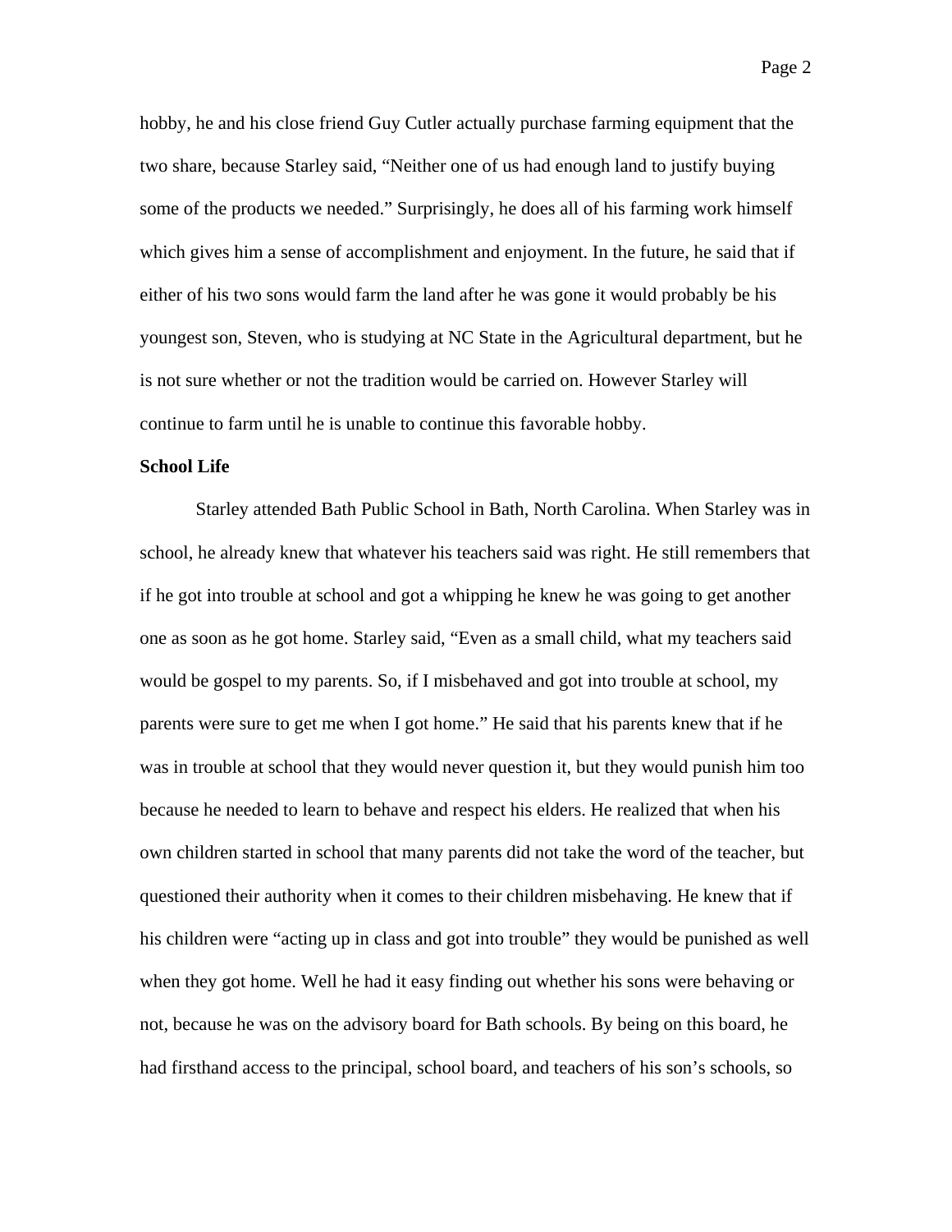hobby, he and his close friend Guy Cutler actually purchase farming equipment that the two share, because Starley said, "Neither one of us had enough land to justify buying some of the products we needed." Surprisingly, he does all of his farming work himself which gives him a sense of accomplishment and enjoyment. In the future, he said that if either of his two sons would farm the land after he was gone it would probably be his youngest son, Steven, who is studying at NC State in the Agricultural department, but he is not sure whether or not the tradition would be carried on. However Starley will continue to farm until he is unable to continue this favorable hobby.

**School Life**

Starley attended Bath Public School in Bath, North Carolina. When Starley was in school, he already knew that whatever his teachers said was right. He still remembers that if he got into trouble at school and got a whipping he knew he was going to get another one as soon as he got home. Starley said, "Even as a small child, what my teachers said would be gospel to my parents. So, if I misbehaved and got into trouble at school, my parents were sure to get me when I got home." He said that his parents knew that if he was in trouble at school that they would never question it, but they would punish him too because he needed to learn to behave and respect his elders. He realized that when his own children started in school that many parents did not take the word of the teacher, but questioned their authority when it comes to their children misbehaving. He knew that if his children were "acting up in class and got into trouble" they would be punished as well when they got home. Well he had it easy finding out whether his sons were behaving or not, because he was on the advisory board for Bath schools. By being on this board, he had firsthand access to the principal, school board, and teachers of his son's schools, so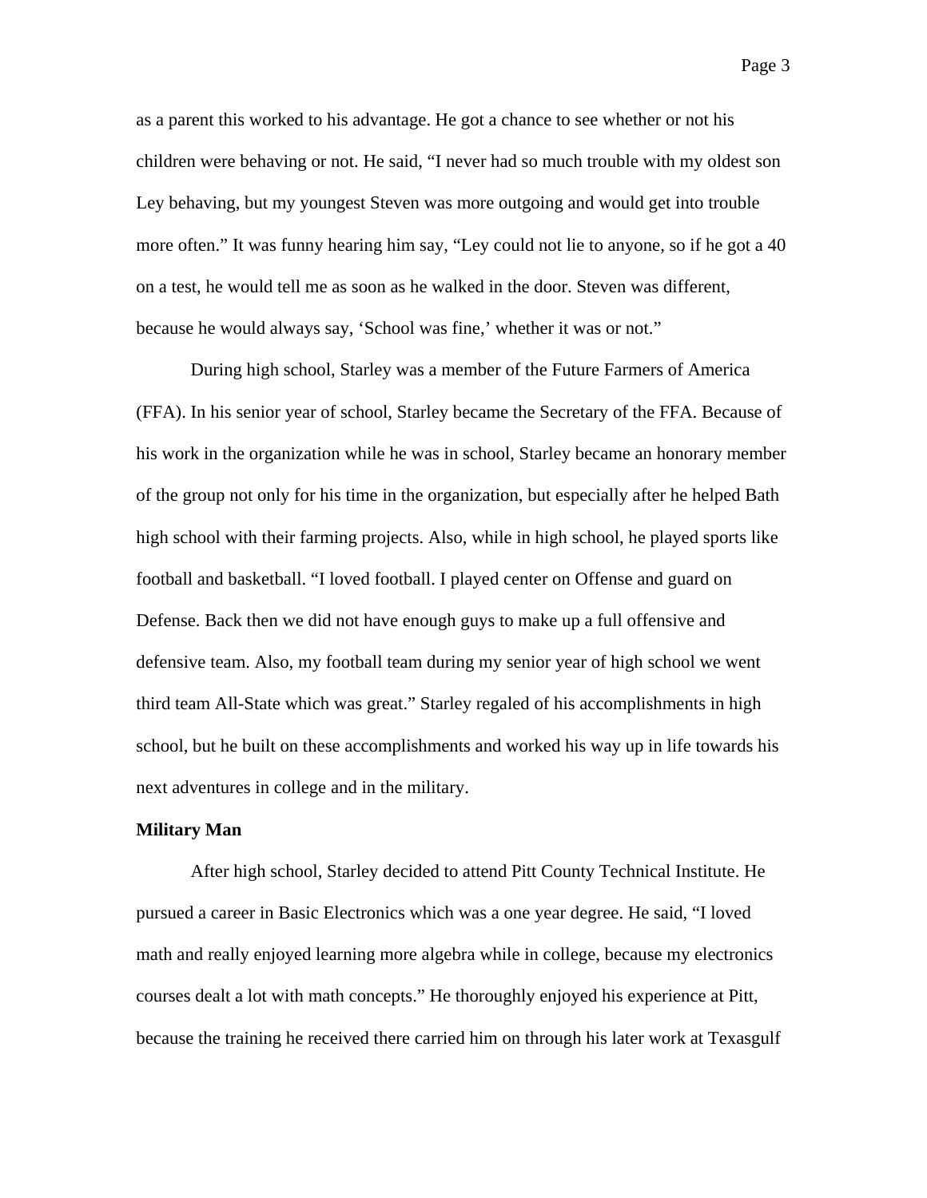as a parent this worked to his advantage. He got a chance to see whether or not his children were behaving or not. He said, “I never had so much trouble with my oldest son Ley behaving, but my youngest Steven was more outgoing and would get into trouble more often.” It was funny hearing him say, “Ley could not lie to anyone, so if he got a 40 on a test, he would tell me as soon as he walked in the door. Steven was different, because he would always say, ‘School was fine,’ whether it was or not.”

During high school, Starley was a member of the Future Farmers of America (FFA). In his senior year of school, Starley became the Secretary of the FFA. Because of his work in the organization while he was in school, Starley became an honorary member of the group not only for his time in the organization, but especially after he helped Bath high school with their farming projects. Also, while in high school, he played sports like football and basketball. “I loved football. I played center on Offense and guard on Defense. Back then we did not have enough guys to make up a full offensive and defensive team. Also, my football team during my senior year of high school we went third team All-State which was great.” Starley regaled of his accomplishments in high school, but he built on these accomplishments and worked his way up in life towards his next adventures in college and in the military.

**Military Man**

After high school, Starley decided to attend Pitt County Technical Institute. He pursued a career in Basic Electronics which was a one year degree. He said, “I loved math and really enjoyed learning more algebra while in college, because my electronics courses dealt a lot with math concepts.” He thoroughly enjoyed his experience at Pitt, because the training he received there carried him on through his later work at Texasgulf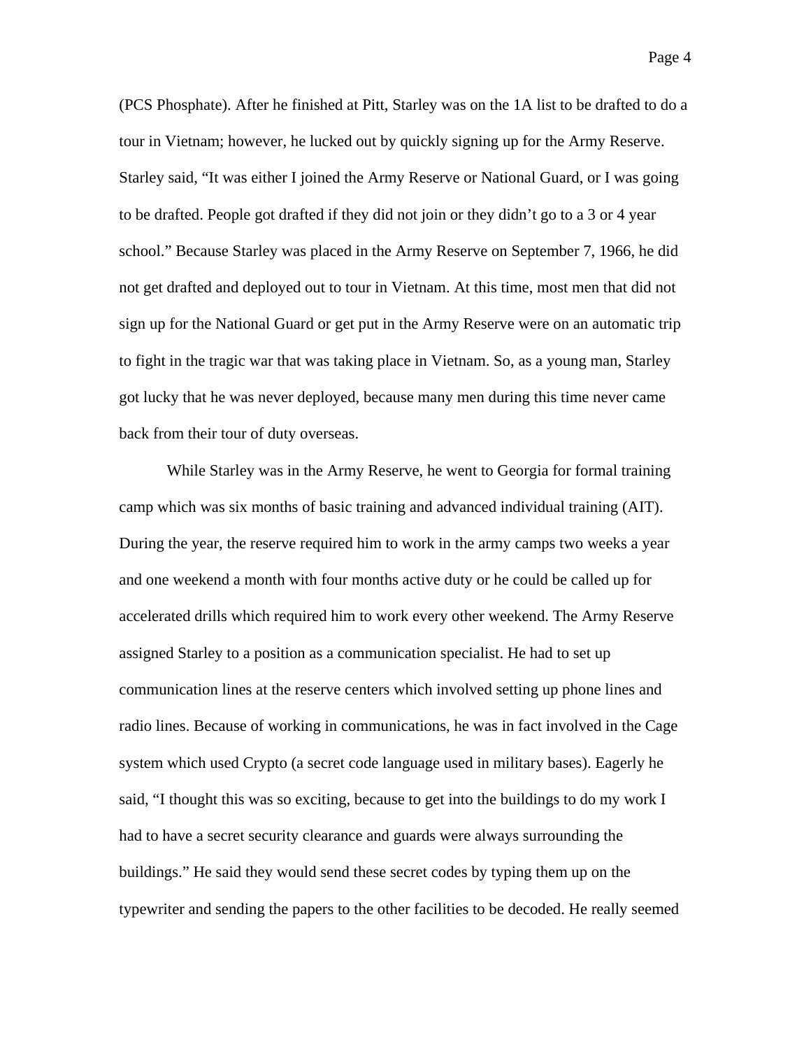(PCS Phosphate). After he finished at Pitt, Starley was on the 1A list to be drafted to do a tour in Vietnam; however, he lucked out by quickly signing up for the Army Reserve. Starley said, "It was either I joined the Army Reserve or National Guard, or I was going to be drafted. People got drafted if they did not join or they didn't go to a 3 or 4 year school." Because Starley was placed in the Army Reserve on September 7, 1966, he did not get drafted and deployed out to tour in Vietnam. At this time, most men that did not sign up for the National Guard or get put in the Army Reserve were on an automatic trip to fight in the tragic war that was taking place in Vietnam. So, as a young man, Starley got lucky that he was never deployed, because many men during this time never came back from their tour of duty overseas.

While Starley was in the Army Reserve, he went to Georgia for formal training camp which was six months of basic training and advanced individual training (AIT). During the year, the reserve required him to work in the army camps two weeks a year and one weekend a month with four months active duty or he could be called up for accelerated drills which required him to work every other weekend. The Army Reserve assigned Starley to a position as a communication specialist. He had to set up communication lines at the reserve centers which involved setting up phone lines and radio lines. Because of working in communications, he was in fact involved in the Cage system which used Crypto (a secret code language used in military bases). Eagerly he said, "I thought this was so exciting, because to get into the buildings to do my work I had to have a secret security clearance and guards were always surrounding the buildings." He said they would send these secret codes by typing them up on the typewriter and sending the papers to the other facilities to be decoded. He really seemed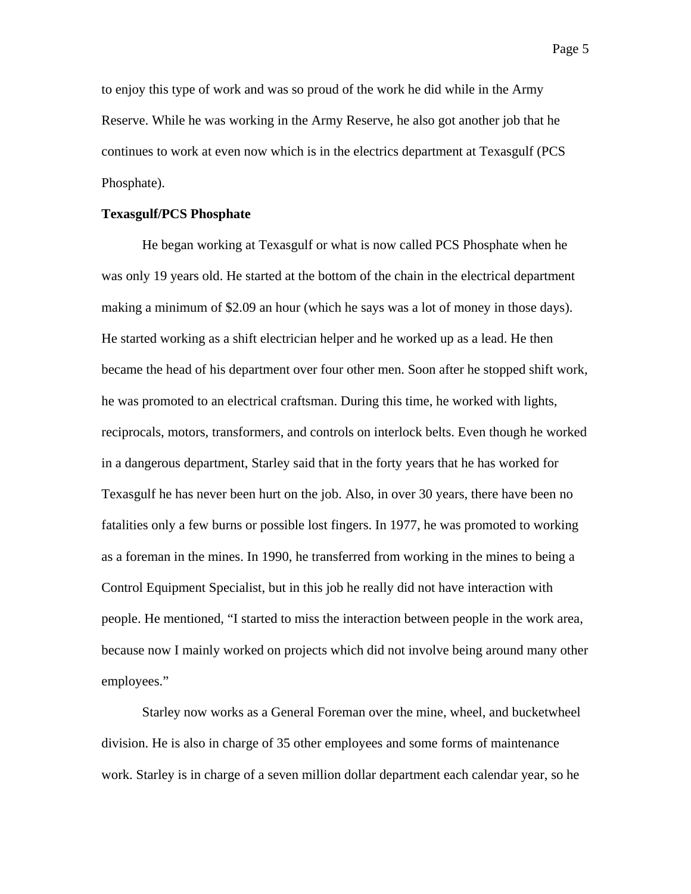to enjoy this type of work and was so proud of the work he did while in the Army Reserve. While he was working in the Army Reserve, he also got another job that he continues to work at even now which is in the electrics department at Texasgulf (PCS Phosphate).

**Texasgulf/PCS Phosphate**

He began working at Texasgulf or what is now called PCS Phosphate when he was only 19 years old. He started at the bottom of the chain in the electrical department making a minimum of $2.09 an hour (which he says was a lot of money in those days). He started working as a shift electrician helper and he worked up as a lead. He then became the head of his department over four other men. Soon after he stopped shift work, he was promoted to an electrical craftsman. During this time, he worked with lights, reciprocals, motors, transformers, and controls on interlock belts. Even though he worked in a dangerous department, Starley said that in the forty years that he has worked for Texasgulf he has never been hurt on the job. Also, in over 30 years, there have been no fatalities only a few burns or possible lost fingers. In 1977, he was promoted to working as a foreman in the mines. In 1990, he transferred from working in the mines to being a Control Equipment Specialist, but in this job he really did not have interaction with people. He mentioned, "I started to miss the interaction between people in the work area, because now I mainly worked on projects which did not involve being around many other employees."

Starley now works as a General Foreman over the mine, wheel, and bucketwheel division. He is also in charge of 35 other employees and some forms of maintenance work. Starley is in charge of a seven million dollar department each calendar year, so he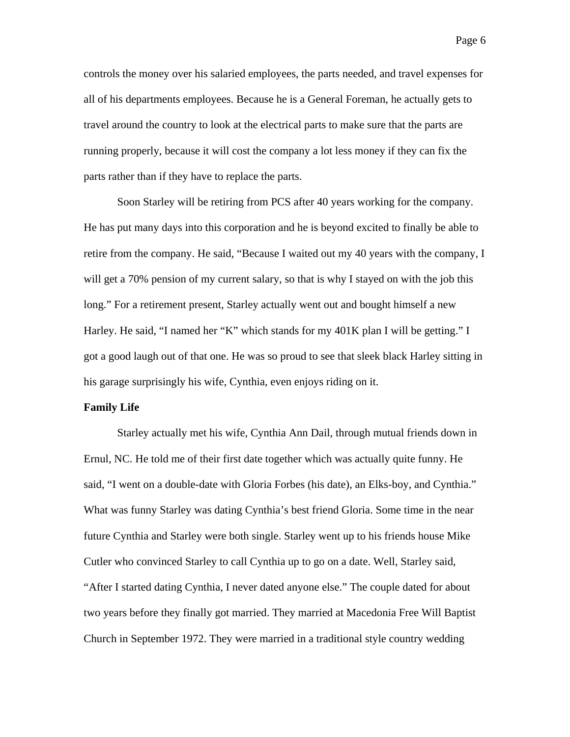controls the money over his salaried employees, the parts needed, and travel expenses for all of his departments employees. Because he is a General Foreman, he actually gets to travel around the country to look at the electrical parts to make sure that the parts are running properly, because it will cost the company a lot less money if they can fix the parts rather than if they have to replace the parts.

Soon Starley will be retiring from PCS after 40 years working for the company. He has put many days into this corporation and he is beyond excited to finally be able to retire from the company. He said, "Because I waited out my 40 years with the company, I will get a 70% pension of my current salary, so that is why I stayed on with the job this long." For a retirement present, Starley actually went out and bought himself a new Harley. He said, "I named her "K" which stands for my 401K plan I will be getting." I got a good laugh out of that one. He was so proud to see that sleek black Harley sitting in his garage surprisingly his wife, Cynthia, even enjoys riding on it.

**Family Life**

Starley actually met his wife, Cynthia Ann Dail, through mutual friends down in Ernul, NC. He told me of their first date together which was actually quite funny. He said, "I went on a double-date with Gloria Forbes (his date), an Elks-boy, and Cynthia." What was funny Starley was dating Cynthia's best friend Gloria. Some time in the near future Cynthia and Starley were both single. Starley went up to his friends house Mike Cutler who convinced Starley to call Cynthia up to go on a date. Well, Starley said, "After I started dating Cynthia, I never dated anyone else." The couple dated for about two years before they finally got married. They married at Macedonia Free Will Baptist Church in September 1972. They were married in a traditional style country wedding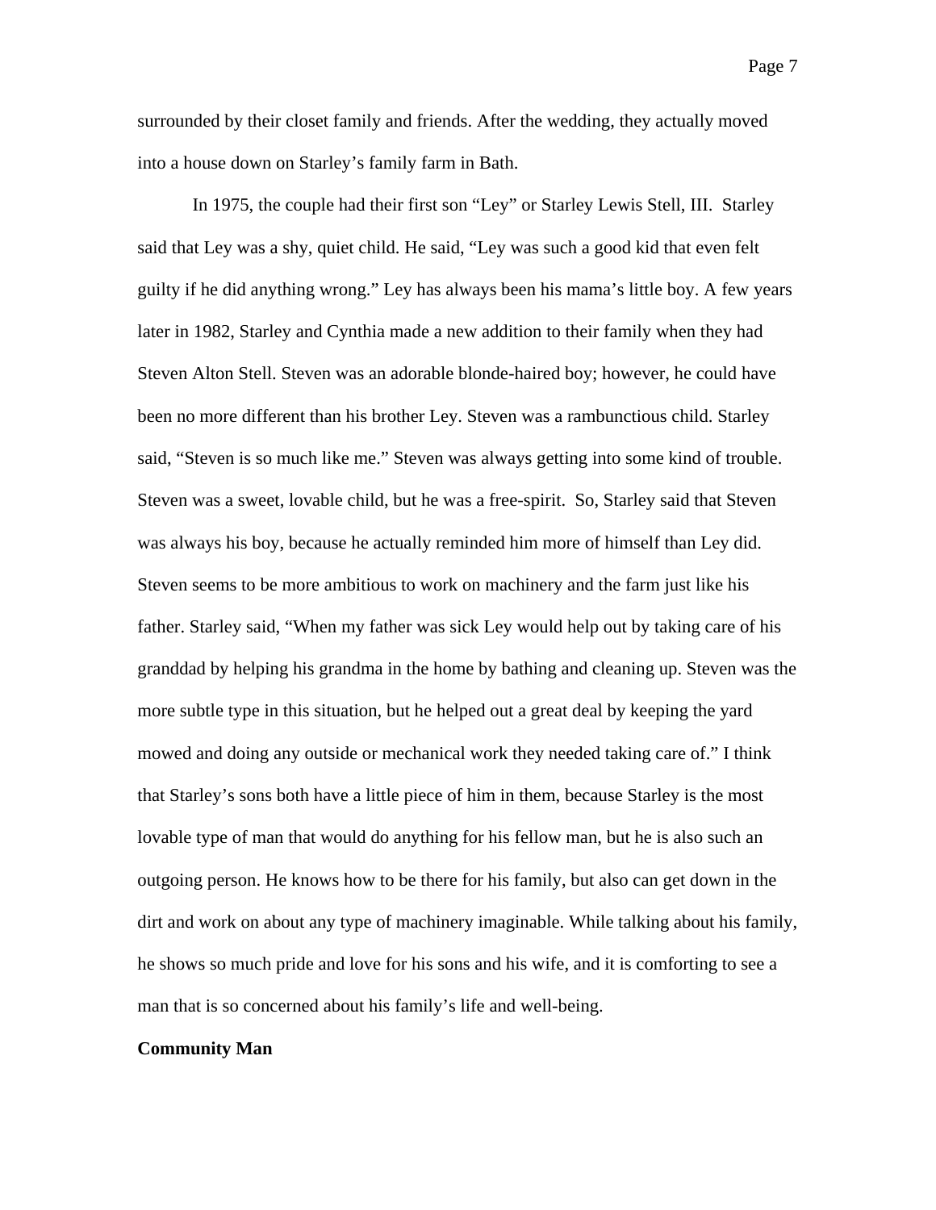surrounded by their closet family and friends. After the wedding, they actually moved into a house down on Starley's family farm in Bath.

In 1975, the couple had their first son "Ley" or Starley Lewis Stell, III. Starley said that Ley was a shy, quiet child. He said, "Ley was such a good kid that even felt guilty if he did anything wrong." Ley has always been his mama's little boy. A few years later in 1982, Starley and Cynthia made a new addition to their family when they had Steven Alton Stell. Steven was an adorable blonde-haired boy; however, he could have been no more different than his brother Ley. Steven was a rambunctious child. Starley said, "Steven is so much like me." Steven was always getting into some kind of trouble. Steven was a sweet, lovable child, but he was a free-spirit. So, Starley said that Steven was always his boy, because he actually reminded him more of himself than Ley did. Steven seems to be more ambitious to work on machinery and the farm just like his father. Starley said, "When my father was sick Ley would help out by taking care of his granddad by helping his grandma in the home by bathing and cleaning up. Steven was the more subtle type in this situation, but he helped out a great deal by keeping the yard mowed and doing any outside or mechanical work they needed taking care of." I think that Starley's sons both have a little piece of him in them, because Starley is the most lovable type of man that would do anything for his fellow man, but he is also such an outgoing person. He knows how to be there for his family, but also can get down in the dirt and work on about any type of machinery imaginable. While talking about his family, he shows so much pride and love for his sons and his wife, and it is comforting to see a man that is so concerned about his family's life and well-being.

**Community Man**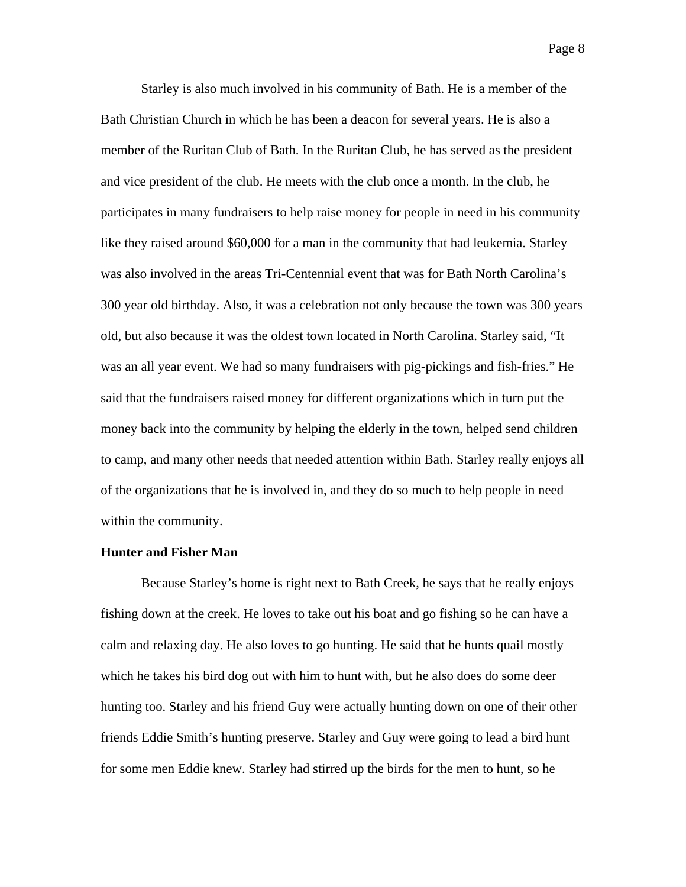Starley is also much involved in his community of Bath. He is a member of the Bath Christian Church in which he has been a deacon for several years. He is also a member of the Ruritan Club of Bath. In the Ruritan Club, he has served as the president and vice president of the club. He meets with the club once a month. In the club, he participates in many fundraisers to help raise money for people in need in his community like they raised around $60,000 for a man in the community that had leukemia. Starley was also involved in the areas Tri-Centennial event that was for Bath North Carolina's 300 year old birthday. Also, it was a celebration not only because the town was 300 years old, but also because it was the oldest town located in North Carolina. Starley said, "It was an all year event. We had so many fundraisers with pig-pickings and fish-fries." He said that the fundraisers raised money for different organizations which in turn put the money back into the community by helping the elderly in the town, helped send children to camp, and many other needs that needed attention within Bath. Starley really enjoys all of the organizations that he is involved in, and they do so much to help people in need within the community.

**Hunter and Fisher Man**

Because Starley's home is right next to Bath Creek, he says that he really enjoys fishing down at the creek. He loves to take out his boat and go fishing so he can have a calm and relaxing day. He also loves to go hunting. He said that he hunts quail mostly which he takes his bird dog out with him to hunt with, but he also does do some deer hunting too. Starley and his friend Guy were actually hunting down on one of their other friends Eddie Smith's hunting preserve. Starley and Guy were going to lead a bird hunt for some men Eddie knew. Starley had stirred up the birds for the men to hunt, so he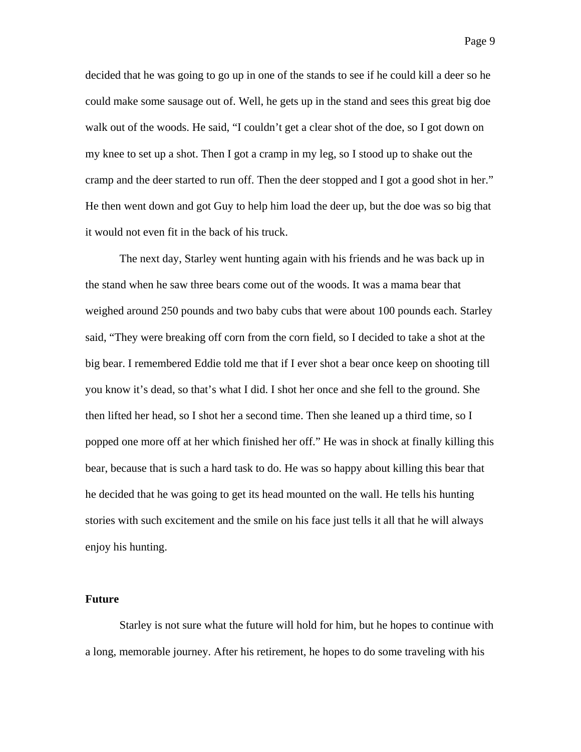decided that he was going to go up in one of the stands to see if he could kill a deer so he could make some sausage out of. Well, he gets up in the stand and sees this great big doe walk out of the woods. He said, “I couldn’t get a clear shot of the doe, so I got down on my knee to set up a shot. Then I got a cramp in my leg, so I stood up to shake out the cramp and the deer started to run off. Then the deer stopped and I got a good shot in her.” He then went down and got Guy to help him load the deer up, but the doe was so big that it would not even fit in the back of his truck.

The next day, Starley went hunting again with his friends and he was back up in the stand when he saw three bears come out of the woods. It was a mama bear that weighed around 250 pounds and two baby cubs that were about 100 pounds each. Starley said, “They were breaking off corn from the corn field, so I decided to take a shot at the big bear. I remembered Eddie told me that if I ever shot a bear once keep on shooting till you know it’s dead, so that’s what I did. I shot her once and she fell to the ground. She then lifted her head, so I shot her a second time. Then she leaned up a third time, so I popped one more off at her which finished her off.” He was in shock at finally killing this bear, because that is such a hard task to do. He was so happy about killing this bear that he decided that he was going to get its head mounted on the wall. He tells his hunting stories with such excitement and the smile on his face just tells it all that he will always enjoy his hunting.

**Future**

Starley is not sure what the future will hold for him, but he hopes to continue with a long, memorable journey. After his retirement, he hopes to do some traveling with his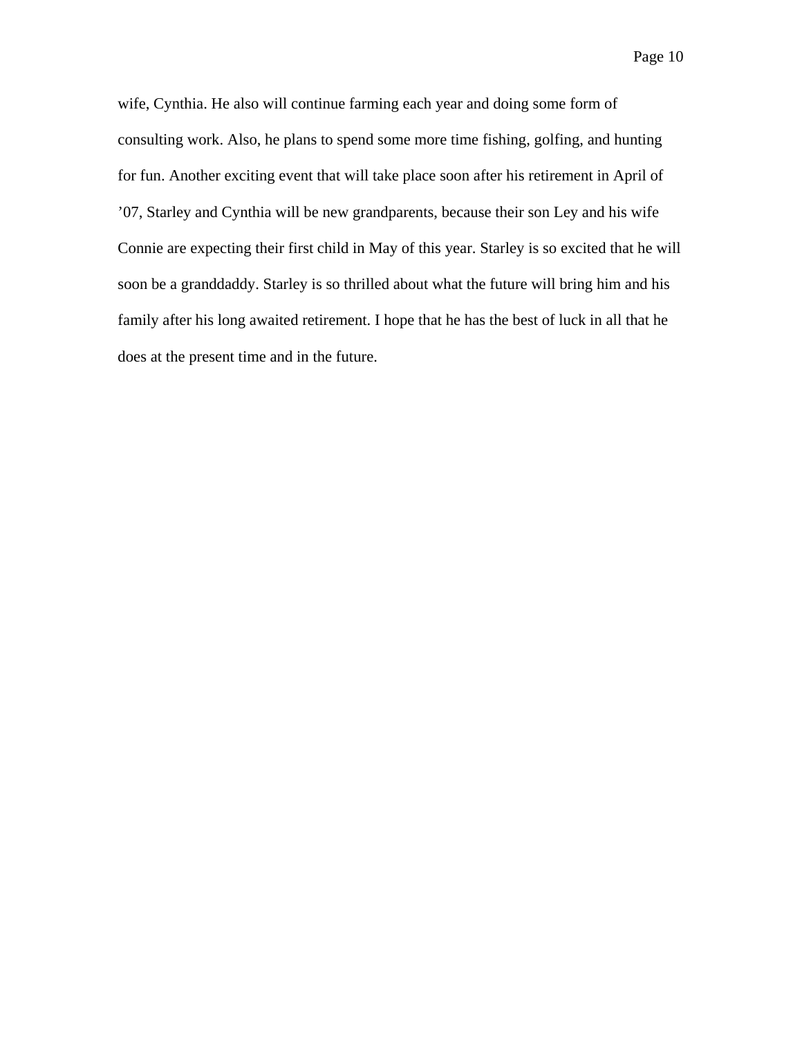wife, Cynthia. He also will continue farming each year and doing some form of consulting work. Also, he plans to spend some more time fishing, golfing, and hunting for fun. Another exciting event that will take place soon after his retirement in April of ’07, Starley and Cynthia will be new grandparents, because their son Ley and his wife Connie are expecting their first child in May of this year. Starley is so excited that he will soon be a granddaddy. Starley is so thrilled about what the future will bring him and his family after his long awaited retirement. I hope that he has the best of luck in all that he does at the present time and in the future.